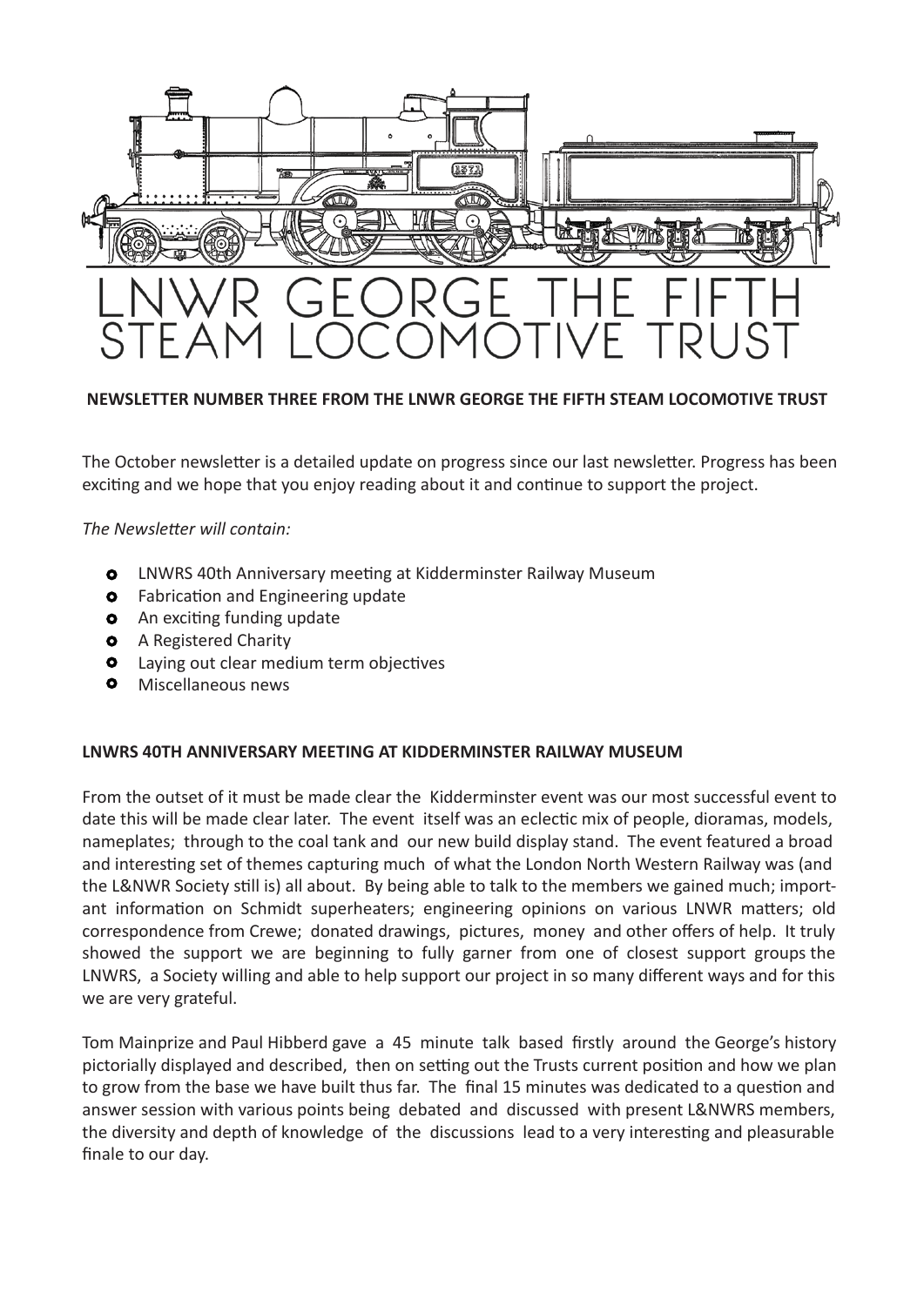# LNWR GEORGE THE FIFTH STEAM LOCOMOTIVE TRUST

**NEWSLETTER NUMBER THREE FROM THE LNWR GEORGE THE FIFTH STEAM LOCOMOTIVE TRUST**

The October newsletter is a detailed update on progress since our last newsletter. Progress has been exciting and we hope that you enjoy reading about it and continue to support the project.

*The Newsletter will contain:*

- LNWRS 40th Anniversary meeting at Kidderminster Railway Museum
- Fabrication and Engineering update
- An exciting funding update
- A Registered Charity
- Laying out clear medium term objectives
- Miscellaneous news

**LNWRS 40TH ANNIVERSARY MEETING AT KIDDERMINSTER RAILWAY MUSEUM**

From the outset of it must be made clear the Kidderminster event was our most successful event to date this will be made clear later. The event itself was an eclectic mix of people, dioramas, models, nameplates; through to the coal tank and our new build display stand. The event featured a broad and interesting set of themes capturing much of what the London North Western Railway was (and the L&NWR Society still is) all about. By being able to talk to the members we gained much; important information on Schmidt superheaters; engineering opinions on various LNWR matters; old correspondence from Crewe; donated drawings, pictures, money and other offers of help. It truly showed the support we are beginning to fully garner from one of closest support groups the LNWRS, a Society willing and able to help support our project in so many different ways and for this we are very grateful.

Tom Mainprize and Paul Hibberd gave a 45 minute talk based firstly around the George's history pictorially displayed and described, then on setting out the Trusts current position and how we plan to grow from the base we have built thus far. The final 15 minutes was dedicated to a question and answer session with various points being debated and discussed with present L&NWRS members, the diversity and depth of knowledge of the discussions lead to a very interesting and pleasurable finale to our day.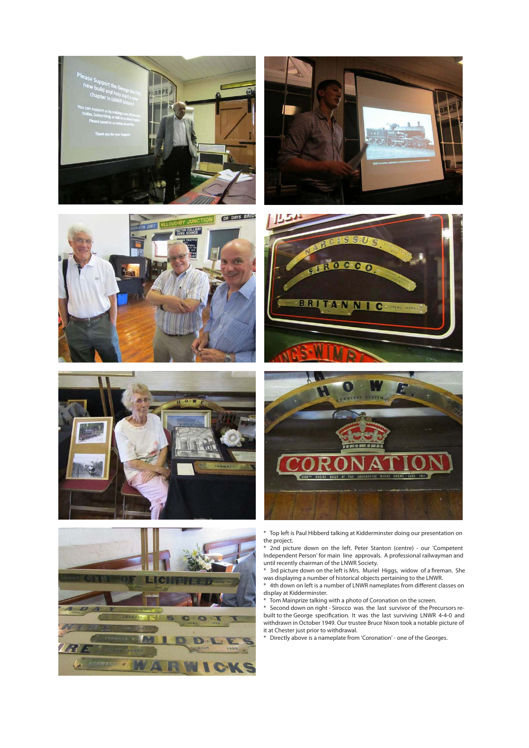* Top left is Paul Hibberd talking at Kidderminster doing our presentation on the project.
* 2nd picture down on the left. Peter Stanton (centre) - our 'Competent Independent Person' for main line approvals. A professional railwayman and until recently chairman of the LNWR Society.
* 3rd picture down on the left is Mrs. Muriel Higgs, widow of a fireman. She was displaying a number of historical objects pertaining to the LNWR.
* 4th down on left is a number of LNWR nameplates from different classes on display at Kidderminster.
* Tom Mainprize talking with a photo of Coronation on the screen.
* Second down on right - Sirocco was the last survivor of the Precursors re-built to the George specification. It was the last surviving LNWR 4-4-0 and withdrawn in October 1949. Our trustee Bruce Nixon took a notable picture of it at Chester just prior to withdrawal.
* Directly above is a nameplate from 'Coronation' - one of the Georges.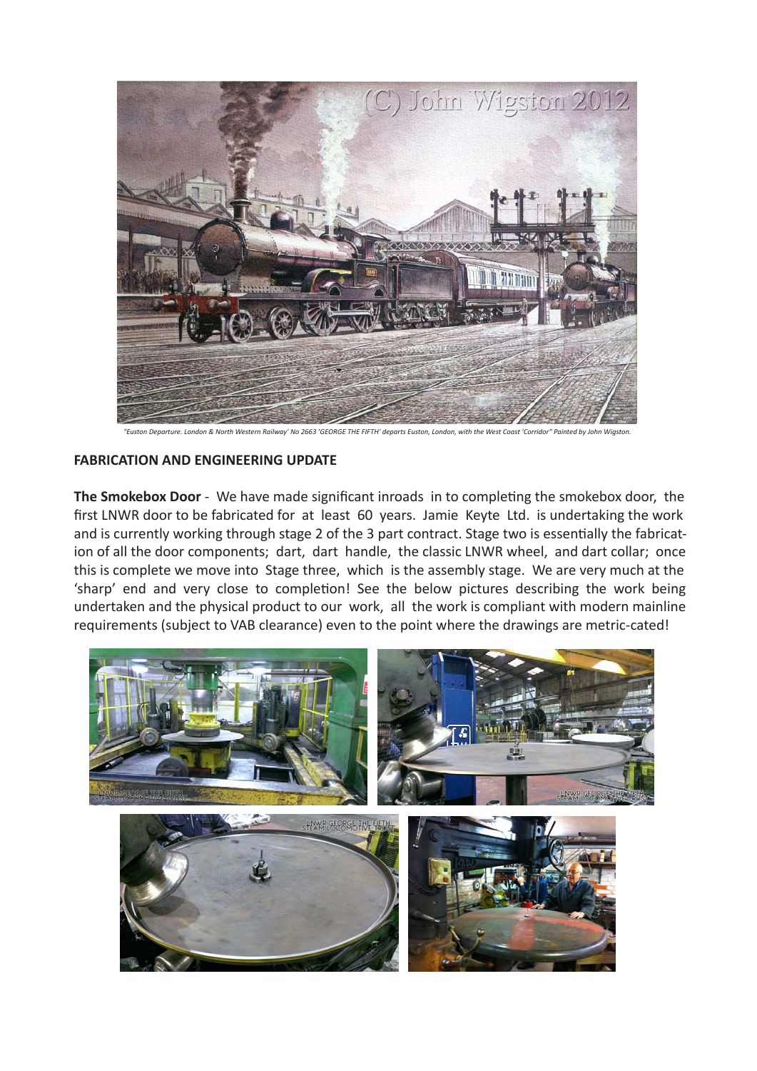*"Euston Departure. London & North Western Railway' No 2663 'GEORGE THE FIFTH' departs Euston, London, with the West Coast 'Corridor" Painted by John Wigston.*

**FABRICATION AND ENGINEERING UPDATE**

**The Smokebox Door** - We have made significant inroads in to completing the smokebox door, the first LNWR door to be fabricated for at least 60 years. Jamie Keyte Ltd. is undertaking the work and is currently working through stage 2 of the 3 part contract. Stage two is essentially the fabrication of all the door components; dart, dart handle, the classic LNWR wheel, and dart collar; once this is complete we move into Stage three, which is the assembly stage. We are very much at the 'sharp' end and very close to completion! See the below pictures describing the work being undertaken and the physical product to our work, all the work is compliant with modern mainline requirements (subject to VAB clearance) even to the point where the drawings are metric-cated!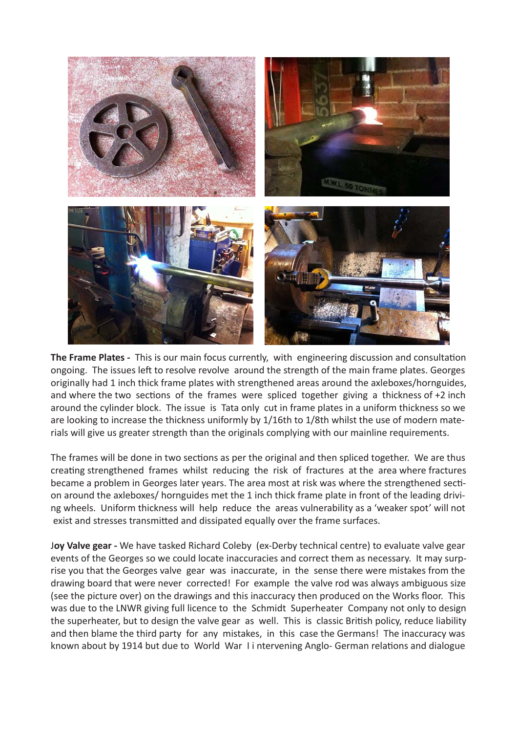**The Frame Plates -** This is our main focus currently, with engineering discussion and consultation ongoing. The issues left to resolve revolve around the strength of the main frame plates. Georges originally had 1 inch thick frame plates with strengthened areas around the axleboxes/hornguides, and where the two sections of the frames were spliced together giving a thickness of +2 inch around the cylinder block. The issue is Tata only cut in frame plates in a uniform thickness so we are looking to increase the thickness uniformly by 1/16th to 1/8th whilst the use of modern materials will give us greater strength than the originals complying with our mainline requirements.

The frames will be done in two sections as per the original and then spliced together. We are thus creating strengthened frames whilst reducing the risk of fractures at the area where fractures became a problem in Georges later years. The area most at risk was where the strengthened section around the axleboxes/ hornguides met the 1 inch thick frame plate in front of the leading driving wheels. Uniform thickness will help reduce the areas vulnerability as a 'weaker spot' will not exist and stresses transmitted and dissipated equally over the frame surfaces.

**Joy Valve gear -** We have tasked Richard Coleby (ex-Derby technical centre) to evaluate valve gear events of the Georges so we could locate inaccuracies and correct them as necessary. It may surprise you that the Georges valve gear was inaccurate, in the sense there were mistakes from the drawing board that were never corrected! For example the valve rod was always ambiguous size (see the picture over) on the drawings and this inaccuracy then produced on the Works floor. This was due to the LNWR giving full licence to the Schmidt Superheater Company not only to design the superheater, but to design the valve gear as well. This is classic British policy, reduce liability and then blame the third party for any mistakes, in this case the Germans! The inaccuracy was known about by 1914 but due to World War I intervening Anglo- German relations and dialogue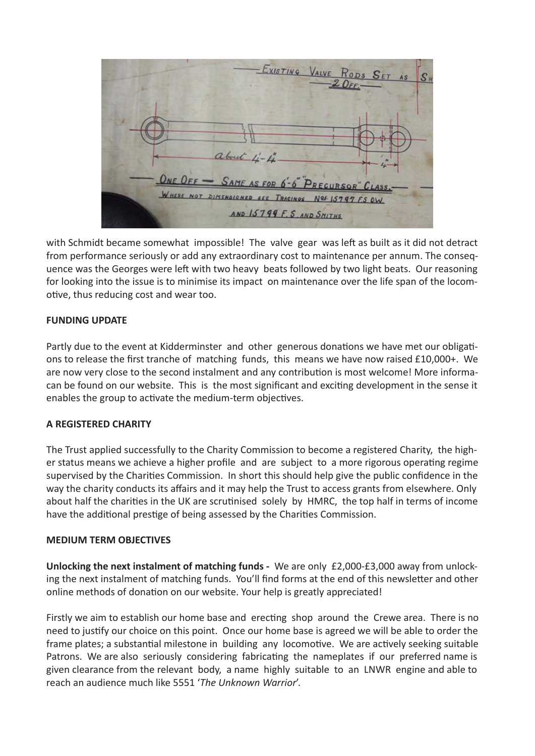with Schmidt became somewhat impossible! The valve gear was left as built as it did not detract from performance seriously or add any extraordinary cost to maintenance per annum. The consequence was the Georges were left with two heavy beats followed by two light beats. Our reasoning for looking into the issue is to minimise its impact on maintenance over the life span of the locomotive, thus reducing cost and wear too.

**FUNDING UPDATE**

Partly due to the event at Kidderminster and other generous donations we have met our obligations to release the first tranche of matching funds, this means we have now raised £10,000+. We are now very close to the second instalment and any contribution is most welcome! More informa-can be found on our website. This is the most significant and exciting development in the sense it enables the group to activate the medium-term objectives.

**A REGISTERED CHARITY**

The Trust applied successfully to the Charity Commission to become a registered Charity, the higher status means we achieve a higher profile and are subject to a more rigorous operating regime supervised by the Charities Commission. In short this should help give the public confidence in the way the charity conducts its affairs and it may help the Trust to access grants from elsewhere. Only about half the charities in the UK are scrutinised solely by HMRC, the top half in terms of income have the additional prestige of being assessed by the Charities Commission.

**MEDIUM TERM OBJECTIVES**

**Unlocking the next instalment of matching funds -** We are only £2,000-£3,000 away from unlocking the next instalment of matching funds. You'll find forms at the end of this newsletter and other online methods of donation on our website. Your help is greatly appreciated!

Firstly we aim to establish our home base and erecting shop around the Crewe area. There is no need to justify our choice on this point. Once our home base is agreed we will be able to order the frame plates; a substantial milestone in building any locomotive. We are actively seeking suitable Patrons. We are also seriously considering fabricating the nameplates if our preferred name is given clearance from the relevant body, a name highly suitable to an LNWR engine and able to reach an audience much like 5551 '*The Unknown Warrior*'.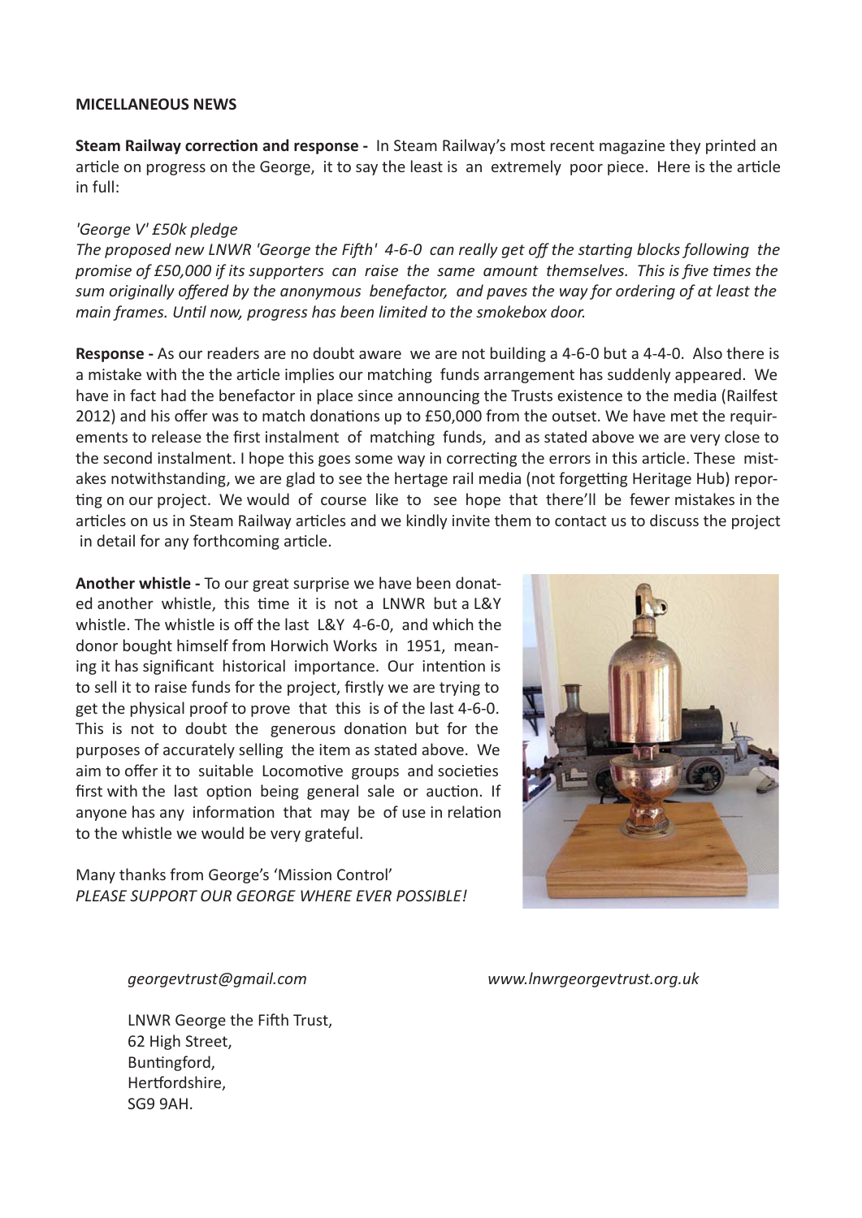**MICELLANEOUS NEWS**

**Steam Railway correction and response -** In Steam Railway's most recent magazine they printed an article on progress on the George, it to say the least is an extremely poor piece. Here is the article in full:

*'George V' £50k pledge*
*The proposed new LNWR 'George the Fifth' 4-6-0 can really get off the starting blocks following the promise of £50,000 if its supporters can raise the same amount themselves. This is five times the sum originally offered by the anonymous benefactor, and paves the way for ordering of at least the main frames. Until now, progress has been limited to the smokebox door.*

**Response -** As our readers are no doubt aware we are not building a 4-6-0 but a 4-4-0. Also there is a mistake with the the article implies our matching funds arrangement has suddenly appeared. We have in fact had the benefactor in place since announcing the Trusts existence to the media (Railfest 2012) and his offer was to match donations up to £50,000 from the outset. We have met the requirements to release the first instalment of matching funds, and as stated above we are very close to the second instalment. I hope this goes some way in correcting the errors in this article. These mistakes notwithstanding, we are glad to see the hertage rail media (not forgetting Heritage Hub) reporting on our project. We would of course like to see hope that there'll be fewer mistakes in the articles on us in Steam Railway articles and we kindly invite them to contact us to discuss the project in detail for any forthcoming article.

**Another whistle -** To our great surprise we have been donated another whistle, this time it is not a LNWR but a L&Y whistle. The whistle is off the last L&Y 4-6-0, and which the donor bought himself from Horwich Works in 1951, meaning it has significant historical importance. Our intention is to sell it to raise funds for the project, firstly we are trying to get the physical proof to prove that this is of the last 4-6-0. This is not to doubt the generous donation but for the purposes of accurately selling the item as stated above. We aim to offer it to suitable Locomotive groups and societies first with the last option being general sale or auction. If anyone has any information that may be of use in relation to the whistle we would be very grateful.

Many thanks from George's 'Mission Control'
*PLEASE SUPPORT OUR GEORGE WHERE EVER POSSIBLE!*

*georgevtrust@gmail.com* *www.lnwrgeorgevtrust.org.uk*

LNWR George the Fifth Trust,
62 High Street,
Buntingford,
Hertfordshire,
SG9 9AH.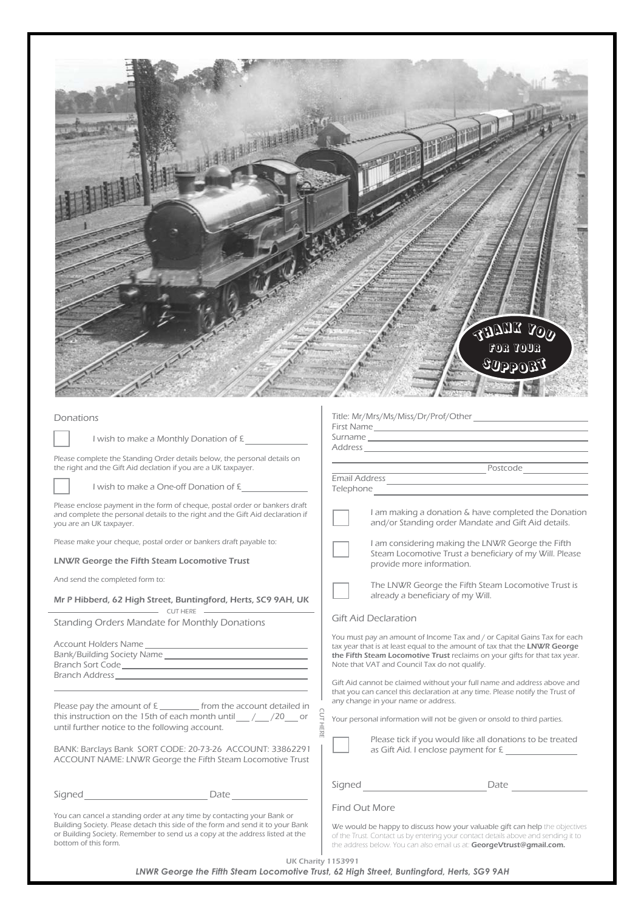THANK YOU FOR YOUR SUPPORT

## Donations

☐ I wish to make a Monthly Donation of £ ____________

Please complete the Standing Order details below, the personal details on the right and the Gift Aid declation if you are a UK taxpayer.

☐ I wish to make a One-off Donation of £ ____________

Please enclose payment in the form of cheque, postal order or bankers draft and complete the personal details to the right and the Gift Aid declaration if you are an UK taxpayer.

Please make your cheque, postal order or bankers draft payable to:

**LNWR George the Fifth Steam Locomotive Trust**

And send the completed form to:

**Mr P Hibberd, 62 High Street, Buntingford, Herts, SG9 9AH, UK**

CUT HERE

## Standing Orders Mandate for Monthly Donations

Account Holders Name ____________

Bank/Building Society Name ____________

Branch Sort Code ____________

Branch Address ____________

Please pay the amount of £ ________ from the account detailed in this instruction on the 15th of each month until ___ /___ /20___ or until further notice to the following account.

BANK: Barclays Bank SORT CODE: 20-73-26 ACCOUNT: 33862291
ACCOUNT NAME: LNWR George the Fifth Steam Locomotive Trust

Signed ____________ Date ____________

You can cancel a standing order at any time by contacting your Bank or Building Society. Please detach this side of the form and send it to your Bank or Building Society. Remember to send us a copy at the address listed at the bottom of this form.

CUT HERE

Title: Mr/Mrs/Ms/Miss/Dr/Prof/Other ____________

First Name ____________

Surname ____________

Address ____________

Postcode ____________

Email Address ____________

Telephone ____________

☐ I am making a donation & have completed the Donation and/or Standing order Mandate and Gift Aid details.

☐ I am considering making the LNWR George the Fifth Steam Locomotive Trust a beneficiary of my Will. Please provide more information.

☐ The LNWR George the Fifth Steam Locomotive Trust is already a beneficiary of my Will.

## Gift Aid Declaration

You must pay an amount of Income Tax and / or Capital Gains Tax for each tax year that is at least equal to the amount of tax that the **LNWR George the Fifth Steam Locomotive Trust** reclaims on your gifts for that tax year. Note that VAT and Council Tax do not qualify.

Gift Aid cannot be claimed without your full name and address above and that you can cancel this declaration at any time. Please notify the Trust of any change in your name or address.

Your personal information will not be given or onsold to third parties.

☐ Please tick if you would like all donations to be treated as Gift Aid. I enclose payment for £ ____________

Signed ____________ Date ____________

## Find Out More

We would be happy to discuss how your valuable gift can help the objectives of the Trust. Contact us by entering your contact details above and sending it to the address below. You can also email us at: **GeorgeVtrust@gmail.com.**

**UK Charity 1153991**

***LNWR George the Fifth Steam Locomotive Trust, 62 High Street, Buntingford, Herts, SG9 9AH***